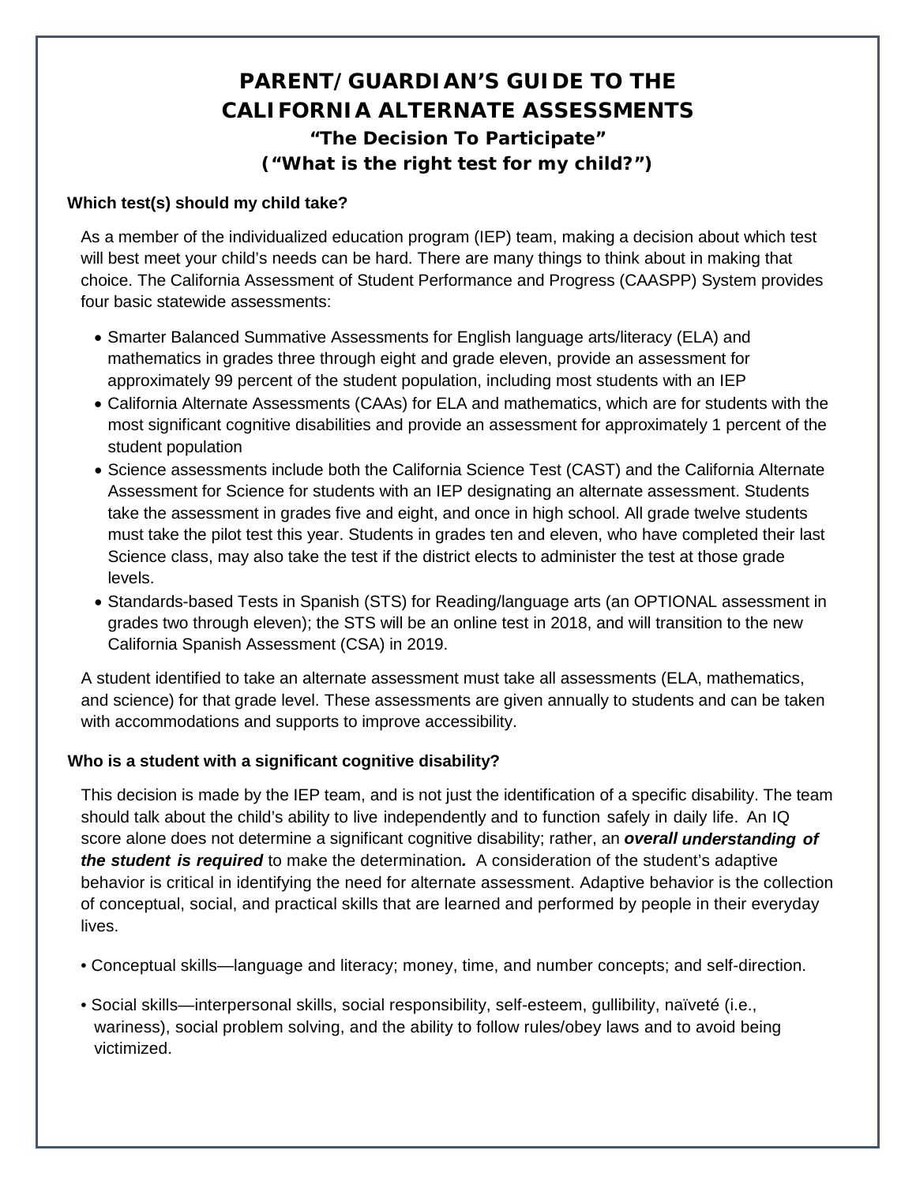# PARENT/GUARDIAN'S GUIDE TO THE CALIFORNIA ALTERNATE ASSESSMENTS

### "The Decision To Participate"

### ("What is the right test for my child?")

**Which test(s) should my child take?**

As a member of the individualized education program (IEP) team, making a decision about which test will best meet your child's needs can be hard. There are many things to think about in making that choice. The California Assessment of Student Performance and Progress (CAASPP) System provides four basic statewide assessments:

- Smarter Balanced Summative Assessments for English language arts/literacy (ELA) and mathematics in grades three through eight and grade eleven, provide an assessment for approximately 99 percent of the student population, including most students with an IEP
- California Alternate Assessments (CAAs) for ELA and mathematics, which are for students with the most significant cognitive disabilities and provide an assessment for approximately 1 percent of the student population
- Science assessments include both the California Science Test (CAST) and the California Alternate Assessment for Science for students with an IEP designating an alternate assessment. Students take the assessment in grades five and eight, and once in high school. All grade twelve students must take the pilot test this year. Students in grades ten and eleven, who have completed their last Science class, may also take the test if the district elects to administer the test at those grade levels.
- Standards-based Tests in Spanish (STS) for Reading/language arts (an OPTIONAL assessment in grades two through eleven); the STS will be an online test in 2018, and will transition to the new California Spanish Assessment (CSA) in 2019.

A student identified to take an alternate assessment must take all assessments (ELA, mathematics, and science) for that grade level. These assessments are given annually to students and can be taken with accommodations and supports to improve accessibility.

**Who is a student with a significant cognitive disability?**

This decision is made by the IEP team, and is not just the identification of a specific disability. The team should talk about the child's ability to live independently and to function safely in daily life. An IQ score alone does not determine a significant cognitive disability; rather, an ***overall understanding of the student is required*** to make the determination***.*** A consideration of the student's adaptive behavior is critical in identifying the need for alternate assessment. Adaptive behavior is the collection of conceptual, social, and practical skills that are learned and performed by people in their everyday lives.

- Conceptual skills—language and literacy; money, time, and number concepts; and self-direction.
- Social skills—interpersonal skills, social responsibility, self-esteem, gullibility, naïveté (i.e., wariness), social problem solving, and the ability to follow rules/obey laws and to avoid being victimized.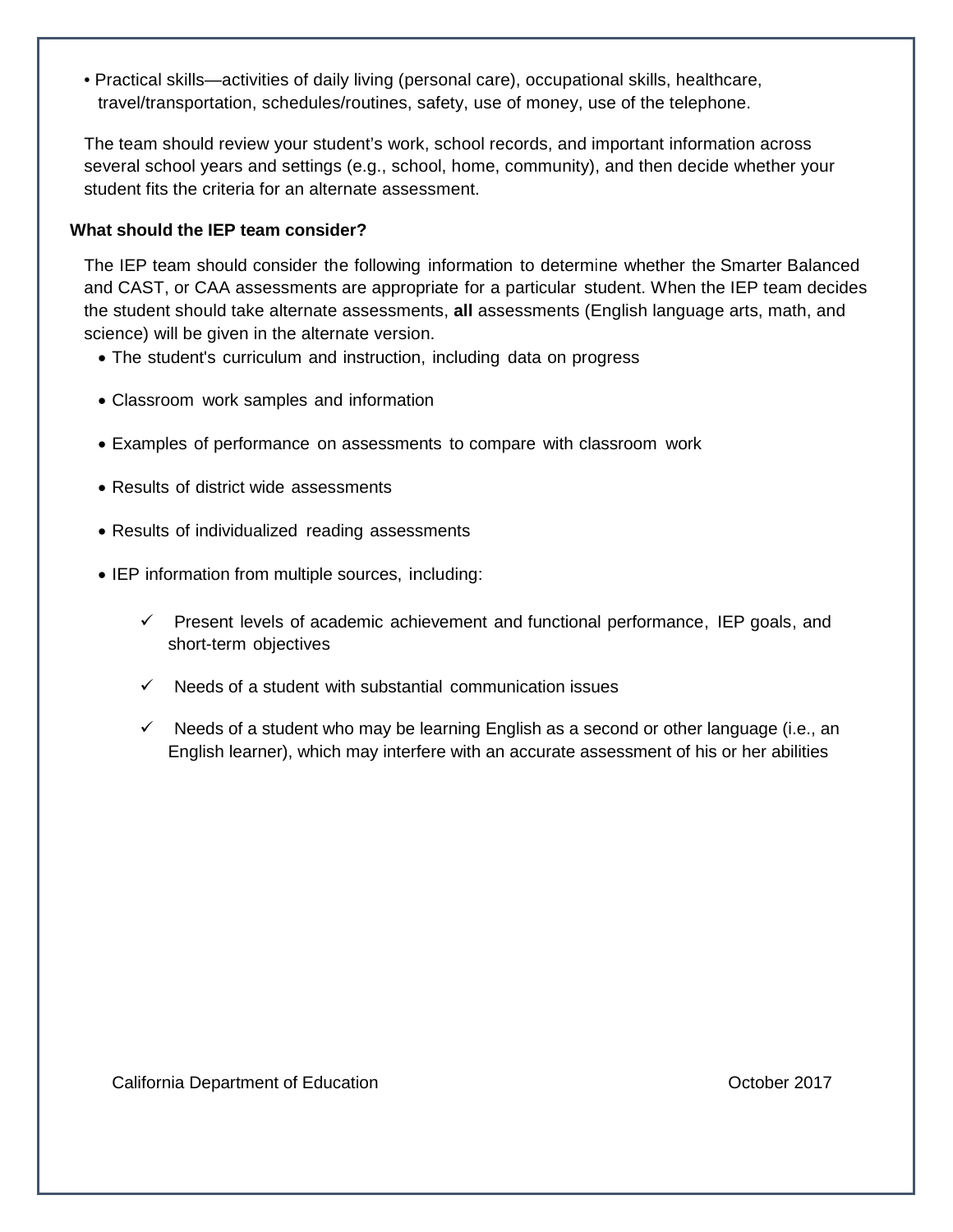- Practical skills—activities of daily living (personal care), occupational skills, healthcare, travel/transportation, schedules/routines, safety, use of money, use of the telephone.

The team should review your student's work, school records, and important information across several school years and settings (e.g., school, home, community), and then decide whether your student fits the criteria for an alternate assessment.

**What should the IEP team consider?**

The IEP team should consider the following information to determine whether the Smarter Balanced and CAST, or CAA assessments are appropriate for a particular student. When the IEP team decides the student should take alternate assessments, **all** assessments (English language arts, math, and science) will be given in the alternate version.

- The student's curriculum and instruction, including data on progress
- Classroom work samples and information
- Examples of performance on assessments to compare with classroom work
- Results of district wide assessments
- Results of individualized reading assessments
- IEP information from multiple sources, including:
  - ✓ Present levels of academic achievement and functional performance, IEP goals, and short-term objectives
  - ✓ Needs of a student with substantial communication issues
  - ✓ Needs of a student who may be learning English as a second or other language (i.e., an English learner), which may interfere with an accurate assessment of his or her abilities